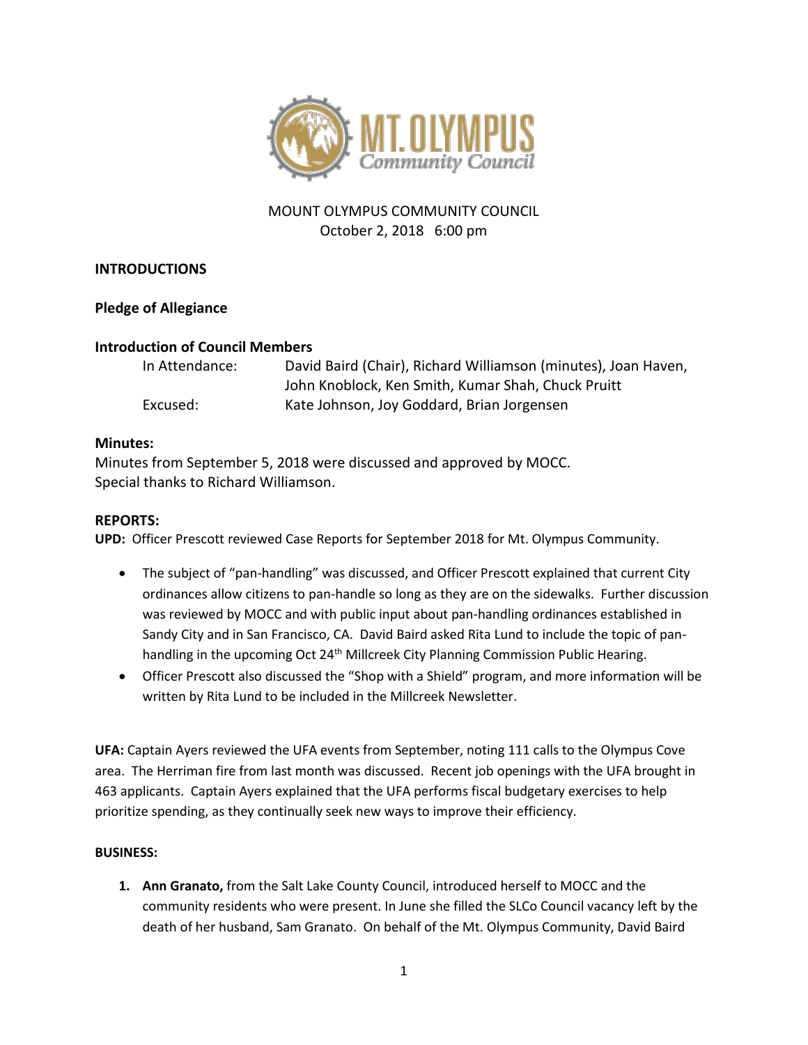MOUNT OLYMPUS COMMUNITY COUNCIL
October 2, 2018 6:00 pm

## INTRODUCTIONS

### Pledge of Allegiance

### Introduction of Council Members

| | |
|---|---|
| In Attendance: | David Baird (Chair), Richard Williamson (minutes), Joan Haven, John Knoblock, Ken Smith, Kumar Shah, Chuck Pruitt |
| Excused: | Kate Johnson, Joy Goddard, Brian Jorgensen |

### Minutes:

Minutes from September 5, 2018 were discussed and approved by MOCC.
Special thanks to Richard Williamson.

### REPORTS:

**UPD:** Officer Prescott reviewed Case Reports for September 2018 for Mt. Olympus Community.

- The subject of "pan-handling" was discussed, and Officer Prescott explained that current City ordinances allow citizens to pan-handle so long as they are on the sidewalks. Further discussion was reviewed by MOCC and with public input about pan-handling ordinances established in Sandy City and in San Francisco, CA. David Baird asked Rita Lund to include the topic of pan-handling in the upcoming Oct 24th Millcreek City Planning Commission Public Hearing.
- Officer Prescott also discussed the "Shop with a Shield" program, and more information will be written by Rita Lund to be included in the Millcreek Newsletter.

**UFA:** Captain Ayers reviewed the UFA events from September, noting 111 calls to the Olympus Cove area. The Herriman fire from last month was discussed. Recent job openings with the UFA brought in 463 applicants. Captain Ayers explained that the UFA performs fiscal budgetary exercises to help prioritize spending, as they continually seek new ways to improve their efficiency.

### BUSINESS:

1. **Ann Granato,** from the Salt Lake County Council, introduced herself to MOCC and the community residents who were present. In June she filled the SLCo Council vacancy left by the death of her husband, Sam Granato. On behalf of the Mt. Olympus Community, David Baird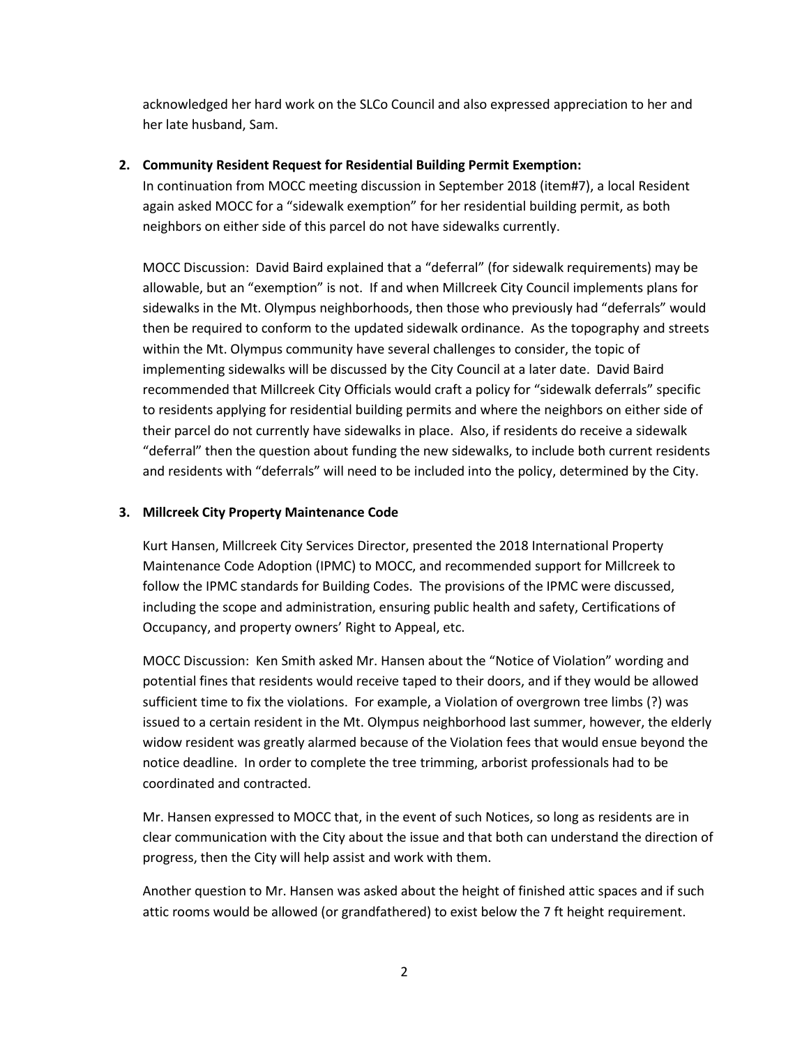acknowledged her hard work on the SLCo Council and also expressed appreciation to her and her late husband, Sam.

2. **Community Resident Request for Residential Building Permit Exemption:**

   In continuation from MOCC meeting discussion in September 2018 (item#7), a local Resident again asked MOCC for a "sidewalk exemption" for her residential building permit, as both neighbors on either side of this parcel do not have sidewalks currently.

   MOCC Discussion: David Baird explained that a "deferral" (for sidewalk requirements) may be allowable, but an "exemption" is not. If and when Millcreek City Council implements plans for sidewalks in the Mt. Olympus neighborhoods, then those who previously had "deferrals" would then be required to conform to the updated sidewalk ordinance. As the topography and streets within the Mt. Olympus community have several challenges to consider, the topic of implementing sidewalks will be discussed by the City Council at a later date. David Baird recommended that Millcreek City Officials would craft a policy for "sidewalk deferrals" specific to residents applying for residential building permits and where the neighbors on either side of their parcel do not currently have sidewalks in place. Also, if residents do receive a sidewalk "deferral" then the question about funding the new sidewalks, to include both current residents and residents with "deferrals" will need to be included into the policy, determined by the City.

3. **Millcreek City Property Maintenance Code**

   Kurt Hansen, Millcreek City Services Director, presented the 2018 International Property Maintenance Code Adoption (IPMC) to MOCC, and recommended support for Millcreek to follow the IPMC standards for Building Codes. The provisions of the IPMC were discussed, including the scope and administration, ensuring public health and safety, Certifications of Occupancy, and property owners' Right to Appeal, etc.

   MOCC Discussion: Ken Smith asked Mr. Hansen about the "Notice of Violation" wording and potential fines that residents would receive taped to their doors, and if they would be allowed sufficient time to fix the violations. For example, a Violation of overgrown tree limbs (?) was issued to a certain resident in the Mt. Olympus neighborhood last summer, however, the elderly widow resident was greatly alarmed because of the Violation fees that would ensue beyond the notice deadline. In order to complete the tree trimming, arborist professionals had to be coordinated and contracted.

   Mr. Hansen expressed to MOCC that, in the event of such Notices, so long as residents are in clear communication with the City about the issue and that both can understand the direction of progress, then the City will help assist and work with them.

   Another question to Mr. Hansen was asked about the height of finished attic spaces and if such attic rooms would be allowed (or grandfathered) to exist below the 7 ft height requirement.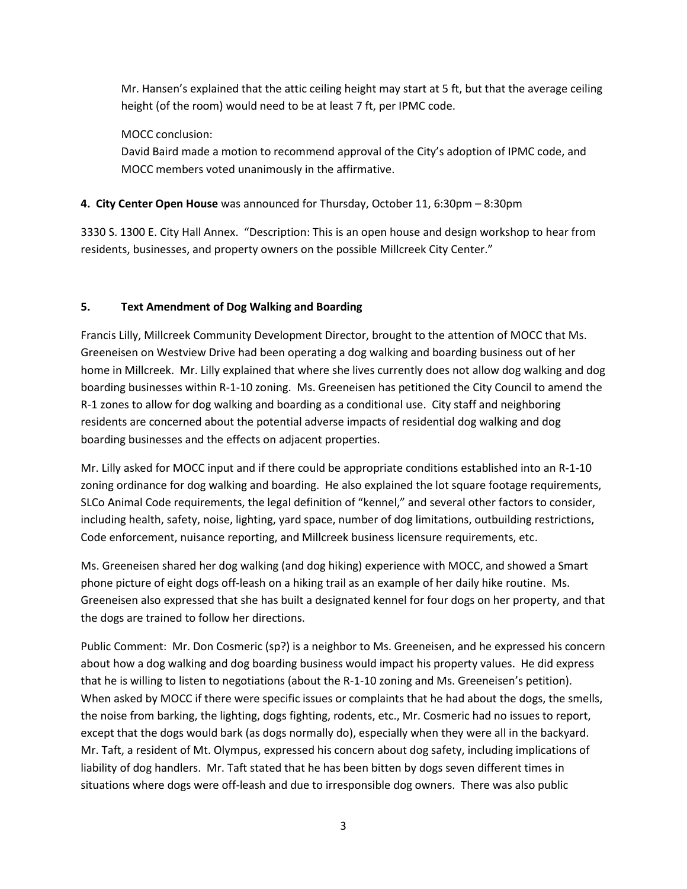Mr. Hansen's explained that the attic ceiling height may start at 5 ft, but that the average ceiling height (of the room) would need to be at least 7 ft, per IPMC code.

MOCC conclusion:
David Baird made a motion to recommend approval of the City's adoption of IPMC code, and MOCC members voted unanimously in the affirmative.

**4. City Center Open House** was announced for Thursday, October 11, 6:30pm – 8:30pm

3330 S. 1300 E. City Hall Annex. "Description: This is an open house and design workshop to hear from residents, businesses, and property owners on the possible Millcreek City Center."

**5. Text Amendment of Dog Walking and Boarding**

Francis Lilly, Millcreek Community Development Director, brought to the attention of MOCC that Ms. Greeneisen on Westview Drive had been operating a dog walking and boarding business out of her home in Millcreek. Mr. Lilly explained that where she lives currently does not allow dog walking and dog boarding businesses within R-1-10 zoning. Ms. Greeneisen has petitioned the City Council to amend the R-1 zones to allow for dog walking and boarding as a conditional use. City staff and neighboring residents are concerned about the potential adverse impacts of residential dog walking and dog boarding businesses and the effects on adjacent properties.

Mr. Lilly asked for MOCC input and if there could be appropriate conditions established into an R-1-10 zoning ordinance for dog walking and boarding. He also explained the lot square footage requirements, SLCo Animal Code requirements, the legal definition of "kennel," and several other factors to consider, including health, safety, noise, lighting, yard space, number of dog limitations, outbuilding restrictions, Code enforcement, nuisance reporting, and Millcreek business licensure requirements, etc.

Ms. Greeneisen shared her dog walking (and dog hiking) experience with MOCC, and showed a Smart phone picture of eight dogs off-leash on a hiking trail as an example of her daily hike routine. Ms. Greeneisen also expressed that she has built a designated kennel for four dogs on her property, and that the dogs are trained to follow her directions.

Public Comment: Mr. Don Cosmeric (sp?) is a neighbor to Ms. Greeneisen, and he expressed his concern about how a dog walking and dog boarding business would impact his property values. He did express that he is willing to listen to negotiations (about the R-1-10 zoning and Ms. Greeneisen's petition). When asked by MOCC if there were specific issues or complaints that he had about the dogs, the smells, the noise from barking, the lighting, dogs fighting, rodents, etc., Mr. Cosmeric had no issues to report, except that the dogs would bark (as dogs normally do), especially when they were all in the backyard. Mr. Taft, a resident of Mt. Olympus, expressed his concern about dog safety, including implications of liability of dog handlers. Mr. Taft stated that he has been bitten by dogs seven different times in situations where dogs were off-leash and due to irresponsible dog owners. There was also public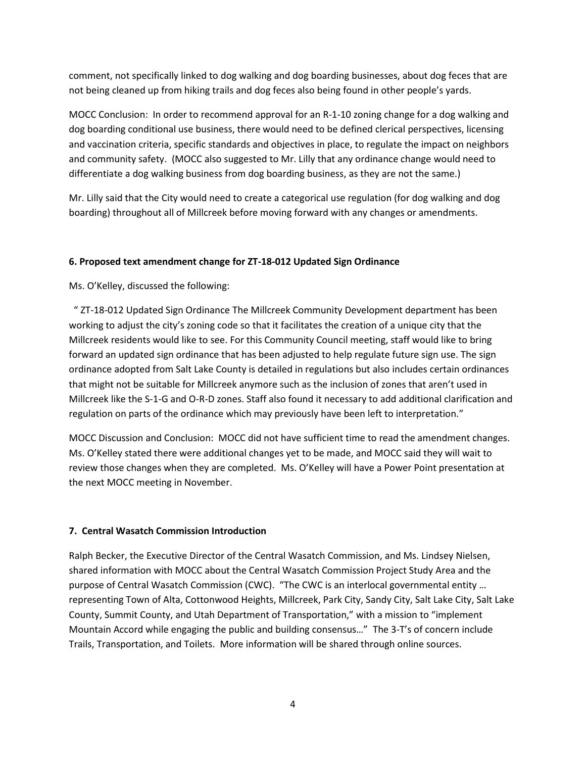comment, not specifically linked to dog walking and dog boarding businesses, about dog feces that are not being cleaned up from hiking trails and dog feces also being found in other people's yards.

MOCC Conclusion: In order to recommend approval for an R-1-10 zoning change for a dog walking and dog boarding conditional use business, there would need to be defined clerical perspectives, licensing and vaccination criteria, specific standards and objectives in place, to regulate the impact on neighbors and community safety. (MOCC also suggested to Mr. Lilly that any ordinance change would need to differentiate a dog walking business from dog boarding business, as they are not the same.)

Mr. Lilly said that the City would need to create a categorical use regulation (for dog walking and dog boarding) throughout all of Millcreek before moving forward with any changes or amendments.

**6. Proposed text amendment change for ZT-18-012 Updated Sign Ordinance**

Ms. O'Kelley, discussed the following:

" ZT-18-012 Updated Sign Ordinance The Millcreek Community Development department has been working to adjust the city's zoning code so that it facilitates the creation of a unique city that the Millcreek residents would like to see. For this Community Council meeting, staff would like to bring forward an updated sign ordinance that has been adjusted to help regulate future sign use. The sign ordinance adopted from Salt Lake County is detailed in regulations but also includes certain ordinances that might not be suitable for Millcreek anymore such as the inclusion of zones that aren't used in Millcreek like the S-1-G and O-R-D zones. Staff also found it necessary to add additional clarification and regulation on parts of the ordinance which may previously have been left to interpretation."

MOCC Discussion and Conclusion: MOCC did not have sufficient time to read the amendment changes. Ms. O'Kelley stated there were additional changes yet to be made, and MOCC said they will wait to review those changes when they are completed. Ms. O'Kelley will have a Power Point presentation at the next MOCC meeting in November.

**7. Central Wasatch Commission Introduction**

Ralph Becker, the Executive Director of the Central Wasatch Commission, and Ms. Lindsey Nielsen, shared information with MOCC about the Central Wasatch Commission Project Study Area and the purpose of Central Wasatch Commission (CWC). "The CWC is an interlocal governmental entity … representing Town of Alta, Cottonwood Heights, Millcreek, Park City, Sandy City, Salt Lake City, Salt Lake County, Summit County, and Utah Department of Transportation," with a mission to "implement Mountain Accord while engaging the public and building consensus…" The 3-T's of concern include Trails, Transportation, and Toilets. More information will be shared through online sources.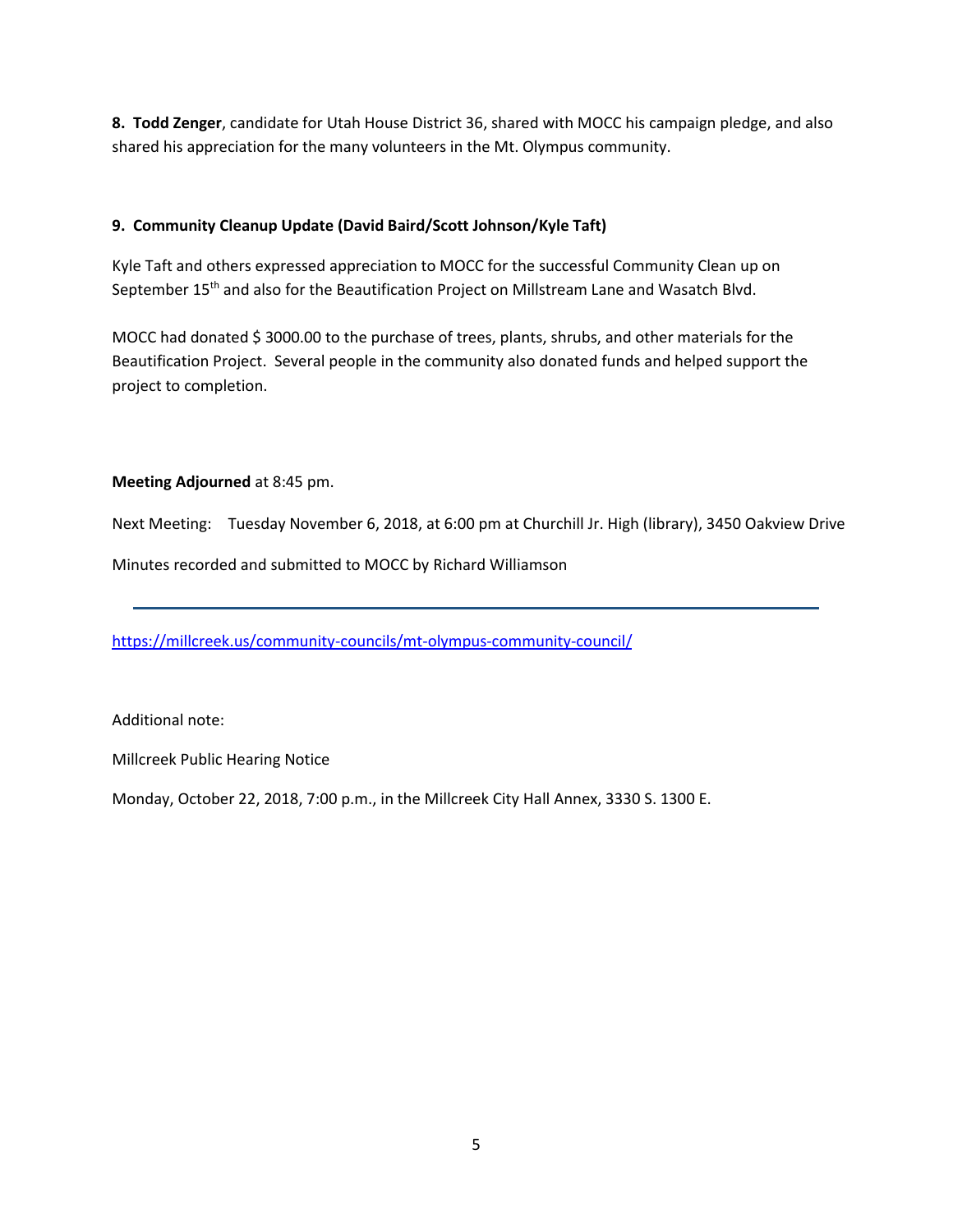**8. Todd Zenger**, candidate for Utah House District 36, shared with MOCC his campaign pledge, and also shared his appreciation for the many volunteers in the Mt. Olympus community.

**9. Community Cleanup Update (David Baird/Scott Johnson/Kyle Taft)**

Kyle Taft and others expressed appreciation to MOCC for the successful Community Clean up on September 15th and also for the Beautification Project on Millstream Lane and Wasatch Blvd.

MOCC had donated $ 3000.00 to the purchase of trees, plants, shrubs, and other materials for the Beautification Project. Several people in the community also donated funds and helped support the project to completion.

**Meeting Adjourned** at 8:45 pm.

Next Meeting: Tuesday November 6, 2018, at 6:00 pm at Churchill Jr. High (library), 3450 Oakview Drive

Minutes recorded and submitted to MOCC by Richard Williamson

---

https://millcreek.us/community-councils/mt-olympus-community-council/

Additional note:

Millcreek Public Hearing Notice

Monday, October 22, 2018, 7:00 p.m., in the Millcreek City Hall Annex, 3330 S. 1300 E.